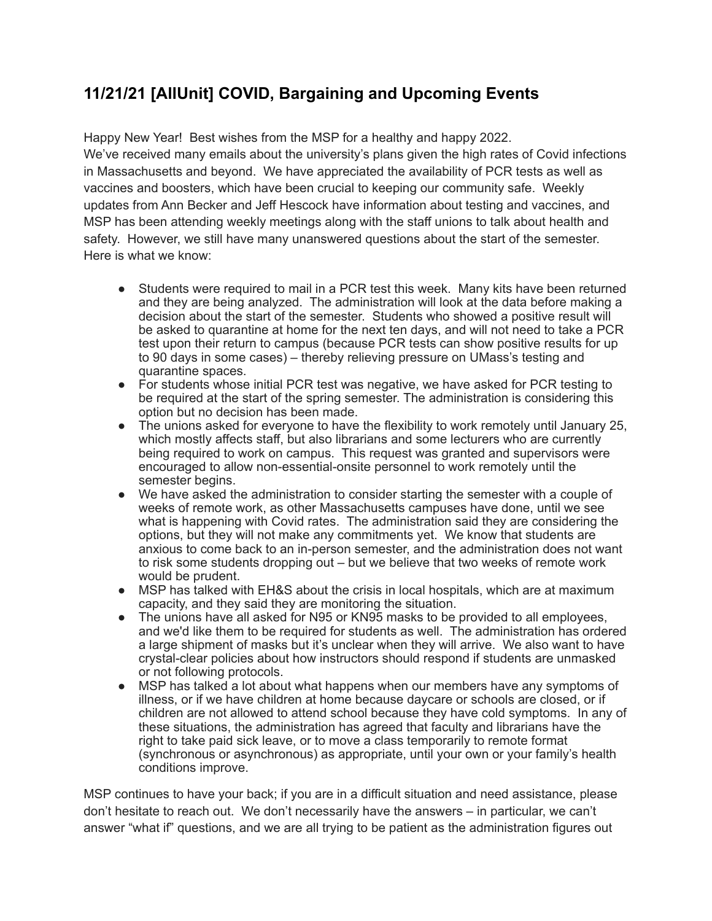## 11/21/21 [AllUnit] COVID, Bargaining and Upcoming Events

Happy New Year! Best wishes from the MSP for a healthy and happy 2022.
We've received many emails about the university's plans given the high rates of Covid infections in Massachusetts and beyond. We have appreciated the availability of PCR tests as well as vaccines and boosters, which have been crucial to keeping our community safe. Weekly updates from Ann Becker and Jeff Hescock have information about testing and vaccines, and MSP has been attending weekly meetings along with the staff unions to talk about health and safety. However, we still have many unanswered questions about the start of the semester. Here is what we know:

- Students were required to mail in a PCR test this week. Many kits have been returned and they are being analyzed. The administration will look at the data before making a decision about the start of the semester. Students who showed a positive result will be asked to quarantine at home for the next ten days, and will not need to take a PCR test upon their return to campus (because PCR tests can show positive results for up to 90 days in some cases) – thereby relieving pressure on UMass's testing and quarantine spaces.
- For students whose initial PCR test was negative, we have asked for PCR testing to be required at the start of the spring semester. The administration is considering this option but no decision has been made.
- The unions asked for everyone to have the flexibility to work remotely until January 25, which mostly affects staff, but also librarians and some lecturers who are currently being required to work on campus. This request was granted and supervisors were encouraged to allow non-essential-onsite personnel to work remotely until the semester begins.
- We have asked the administration to consider starting the semester with a couple of weeks of remote work, as other Massachusetts campuses have done, until we see what is happening with Covid rates. The administration said they are considering the options, but they will not make any commitments yet. We know that students are anxious to come back to an in-person semester, and the administration does not want to risk some students dropping out – but we believe that two weeks of remote work would be prudent.
- MSP has talked with EH&S about the crisis in local hospitals, which are at maximum capacity, and they said they are monitoring the situation.
- The unions have all asked for N95 or KN95 masks to be provided to all employees, and we'd like them to be required for students as well. The administration has ordered a large shipment of masks but it's unclear when they will arrive. We also want to have crystal-clear policies about how instructors should respond if students are unmasked or not following protocols.
- MSP has talked a lot about what happens when our members have any symptoms of illness, or if we have children at home because daycare or schools are closed, or if children are not allowed to attend school because they have cold symptoms. In any of these situations, the administration has agreed that faculty and librarians have the right to take paid sick leave, or to move a class temporarily to remote format (synchronous or asynchronous) as appropriate, until your own or your family's health conditions improve.

MSP continues to have your back; if you are in a difficult situation and need assistance, please don't hesitate to reach out. We don't necessarily have the answers – in particular, we can't answer "what if" questions, and we are all trying to be patient as the administration figures out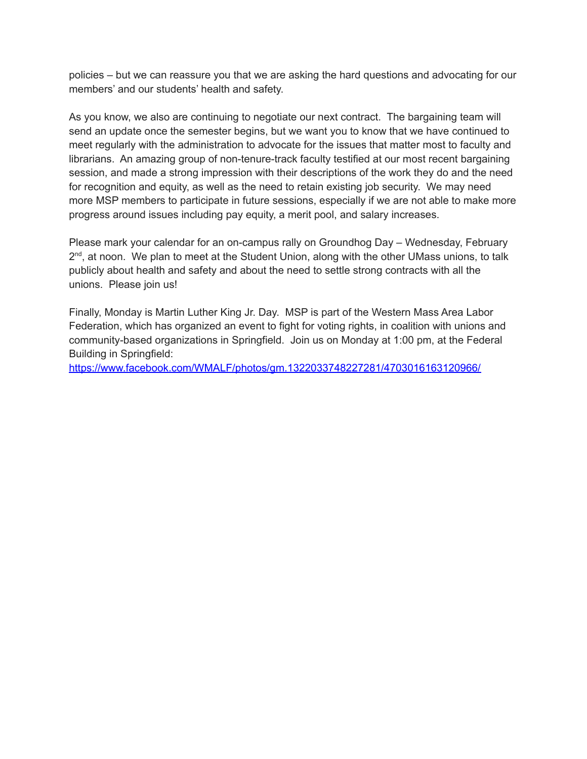policies – but we can reassure you that we are asking the hard questions and advocating for our members' and our students' health and safety.

As you know, we also are continuing to negotiate our next contract. The bargaining team will send an update once the semester begins, but we want you to know that we have continued to meet regularly with the administration to advocate for the issues that matter most to faculty and librarians. An amazing group of non-tenure-track faculty testified at our most recent bargaining session, and made a strong impression with their descriptions of the work they do and the need for recognition and equity, as well as the need to retain existing job security. We may need more MSP members to participate in future sessions, especially if we are not able to make more progress around issues including pay equity, a merit pool, and salary increases.

Please mark your calendar for an on-campus rally on Groundhog Day – Wednesday, February 2nd, at noon. We plan to meet at the Student Union, along with the other UMass unions, to talk publicly about health and safety and about the need to settle strong contracts with all the unions. Please join us!

Finally, Monday is Martin Luther King Jr. Day. MSP is part of the Western Mass Area Labor Federation, which has organized an event to fight for voting rights, in coalition with unions and community-based organizations in Springfield. Join us on Monday at 1:00 pm, at the Federal Building in Springfield:
https://www.facebook.com/WMALF/photos/gm.1322033748227281/4703016163120966/